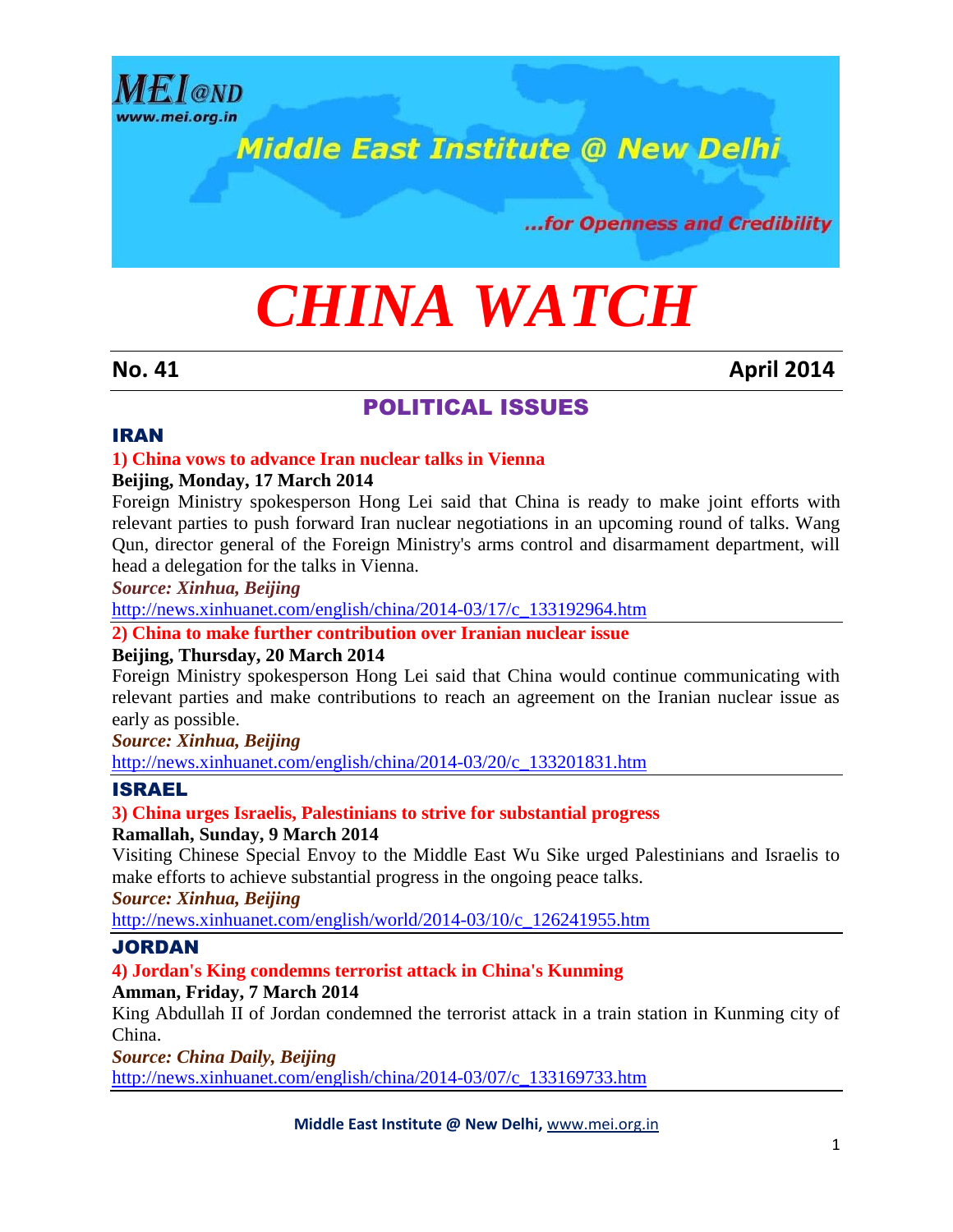# Middle East Institute @ New Delhi

MEI@ND
www.mei.org.in

...for Openness and Credibility

# *CHINA WATCH*

**No. 41** **April 2014**

## POLITICAL ISSUES

### IRAN

**1) China vows to advance Iran nuclear talks in Vienna**

**Beijing, Monday, 17 March 2014**

Foreign Ministry spokesperson Hong Lei said that China is ready to make joint efforts with relevant parties to push forward Iran nuclear negotiations in an upcoming round of talks. Wang Qun, director general of the Foreign Ministry's arms control and disarmament department, will head a delegation for the talks in Vienna.

***Source: Xinhua, Beijing***

http://news.xinhuanet.com/english/china/2014-03/17/c_133192964.htm

**2) China to make further contribution over Iranian nuclear issue**

**Beijing, Thursday, 20 March 2014**

Foreign Ministry spokesperson Hong Lei said that China would continue communicating with relevant parties and make contributions to reach an agreement on the Iranian nuclear issue as early as possible.

***Source: Xinhua, Beijing***

http://news.xinhuanet.com/english/china/2014-03/20/c_133201831.htm

### ISRAEL

**3) China urges Israelis, Palestinians to strive for substantial progress**

**Ramallah, Sunday, 9 March 2014**

Visiting Chinese Special Envoy to the Middle East Wu Sike urged Palestinians and Israelis to make efforts to achieve substantial progress in the ongoing peace talks.

***Source: Xinhua, Beijing***

http://news.xinhuanet.com/english/world/2014-03/10/c_126241955.htm

### JORDAN

**4) Jordan's King condemns terrorist attack in China's Kunming**

**Amman, Friday, 7 March 2014**

King Abdullah II of Jordan condemned the terrorist attack in a train station in Kunming city of China.

***Source: China Daily, Beijing***

http://news.xinhuanet.com/english/china/2014-03/07/c_133169733.htm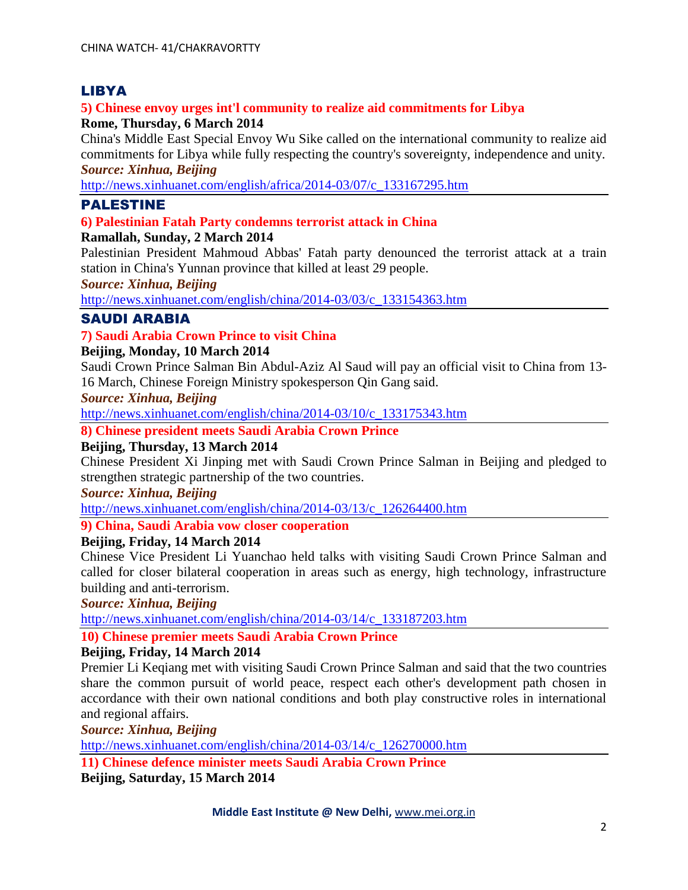## LIBYA

### 5) Chinese envoy urges int'l community to realize aid commitments for Libya

**Rome, Thursday, 6 March 2014**

China's Middle East Special Envoy Wu Sike called on the international community to realize aid commitments for Libya while fully respecting the country's sovereignty, independence and unity.

***Source: Xinhua, Beijing***

http://news.xinhuanet.com/english/africa/2014-03/07/c_133167295.htm

## PALESTINE

### 6) Palestinian Fatah Party condemns terrorist attack in China

**Ramallah, Sunday, 2 March 2014**

Palestinian President Mahmoud Abbas' Fatah party denounced the terrorist attack at a train station in China's Yunnan province that killed at least 29 people.

***Source: Xinhua, Beijing***

http://news.xinhuanet.com/english/china/2014-03/03/c_133154363.htm

## SAUDI ARABIA

### 7) Saudi Arabia Crown Prince to visit China

**Beijing, Monday, 10 March 2014**

Saudi Crown Prince Salman Bin Abdul-Aziz Al Saud will pay an official visit to China from 13-16 March, Chinese Foreign Ministry spokesperson Qin Gang said.

***Source: Xinhua, Beijing***

http://news.xinhuanet.com/english/china/2014-03/10/c_133175343.htm

### 8) Chinese president meets Saudi Arabia Crown Prince

**Beijing, Thursday, 13 March 2014**

Chinese President Xi Jinping met with Saudi Crown Prince Salman in Beijing and pledged to strengthen strategic partnership of the two countries.

***Source: Xinhua, Beijing***

http://news.xinhuanet.com/english/china/2014-03/13/c_126264400.htm

### 9) China, Saudi Arabia vow closer cooperation

**Beijing, Friday, 14 March 2014**

Chinese Vice President Li Yuanchao held talks with visiting Saudi Crown Prince Salman and called for closer bilateral cooperation in areas such as energy, high technology, infrastructure building and anti-terrorism.

***Source: Xinhua, Beijing***

http://news.xinhuanet.com/english/china/2014-03/14/c_133187203.htm

### 10) Chinese premier meets Saudi Arabia Crown Prince

**Beijing, Friday, 14 March 2014**

Premier Li Keqiang met with visiting Saudi Crown Prince Salman and said that the two countries share the common pursuit of world peace, respect each other's development path chosen in accordance with their own national conditions and both play constructive roles in international and regional affairs.

***Source: Xinhua, Beijing***

http://news.xinhuanet.com/english/china/2014-03/14/c_126270000.htm

### 11) Chinese defence minister meets Saudi Arabia Crown Prince

**Beijing, Saturday, 15 March 2014**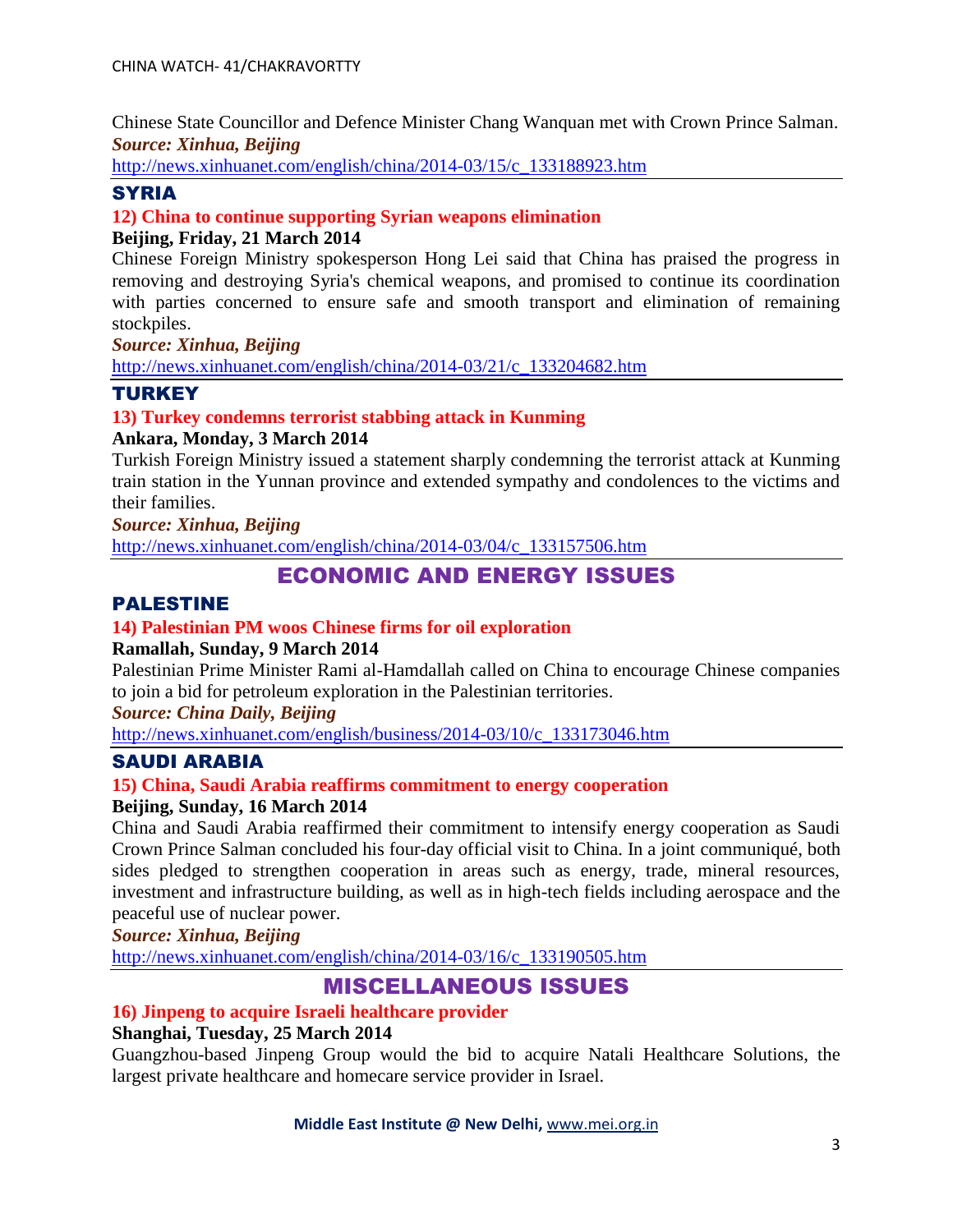Chinese State Councillor and Defence Minister Chang Wanquan met with Crown Prince Salman.

***Source: Xinhua, Beijing***

http://news.xinhuanet.com/english/china/2014-03/15/c_133188923.htm

## SYRIA

### 12) China to continue supporting Syrian weapons elimination

**Beijing, Friday, 21 March 2014**

Chinese Foreign Ministry spokesperson Hong Lei said that China has praised the progress in removing and destroying Syria's chemical weapons, and promised to continue its coordination with parties concerned to ensure safe and smooth transport and elimination of remaining stockpiles.

***Source: Xinhua, Beijing***

http://news.xinhuanet.com/english/china/2014-03/21/c_133204682.htm

## TURKEY

### 13) Turkey condemns terrorist stabbing attack in Kunming

**Ankara, Monday, 3 March 2014**

Turkish Foreign Ministry issued a statement sharply condemning the terrorist attack at Kunming train station in the Yunnan province and extended sympathy and condolences to the victims and their families.

***Source: Xinhua, Beijing***

http://news.xinhuanet.com/english/china/2014-03/04/c_133157506.htm

# ECONOMIC AND ENERGY ISSUES

## PALESTINE

### 14) Palestinian PM woos Chinese firms for oil exploration

**Ramallah, Sunday, 9 March 2014**

Palestinian Prime Minister Rami al-Hamdallah called on China to encourage Chinese companies to join a bid for petroleum exploration in the Palestinian territories.

***Source: China Daily, Beijing***

http://news.xinhuanet.com/english/business/2014-03/10/c_133173046.htm

## SAUDI ARABIA

### 15) China, Saudi Arabia reaffirms commitment to energy cooperation

**Beijing, Sunday, 16 March 2014**

China and Saudi Arabia reaffirmed their commitment to intensify energy cooperation as Saudi Crown Prince Salman concluded his four-day official visit to China. In a joint communiqué, both sides pledged to strengthen cooperation in areas such as energy, trade, mineral resources, investment and infrastructure building, as well as in high-tech fields including aerospace and the peaceful use of nuclear power.

***Source: Xinhua, Beijing***

http://news.xinhuanet.com/english/china/2014-03/16/c_133190505.htm

# MISCELLANEOUS ISSUES

### 16) Jinpeng to acquire Israeli healthcare provider

**Shanghai, Tuesday, 25 March 2014**

Guangzhou-based Jinpeng Group would the bid to acquire Natali Healthcare Solutions, the largest private healthcare and homecare service provider in Israel.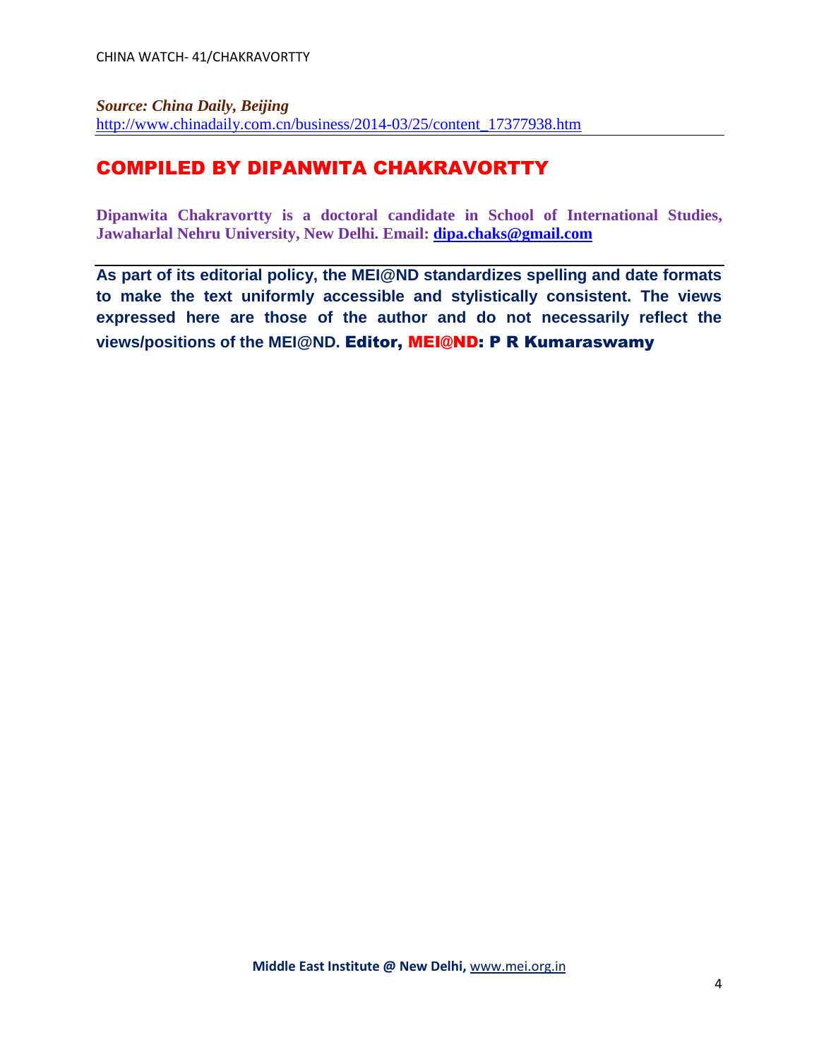***Source: China Daily, Beijing***
http://www.chinadaily.com.cn/business/2014-03/25/content_17377938.htm

## COMPILED BY DIPANWITA CHAKRAVORTTY

**Dipanwita Chakravortty is a doctoral candidate in School of International Studies, Jawaharlal Nehru University, New Delhi. Email: dipa.chaks@gmail.com**

**As part of its editorial policy, the MEI@ND standardizes spelling and date formats to make the text uniformly accessible and stylistically consistent. The views expressed here are those of the author and do not necessarily reflect the views/positions of the MEI@ND. Editor, MEI@ND: P R Kumaraswamy**